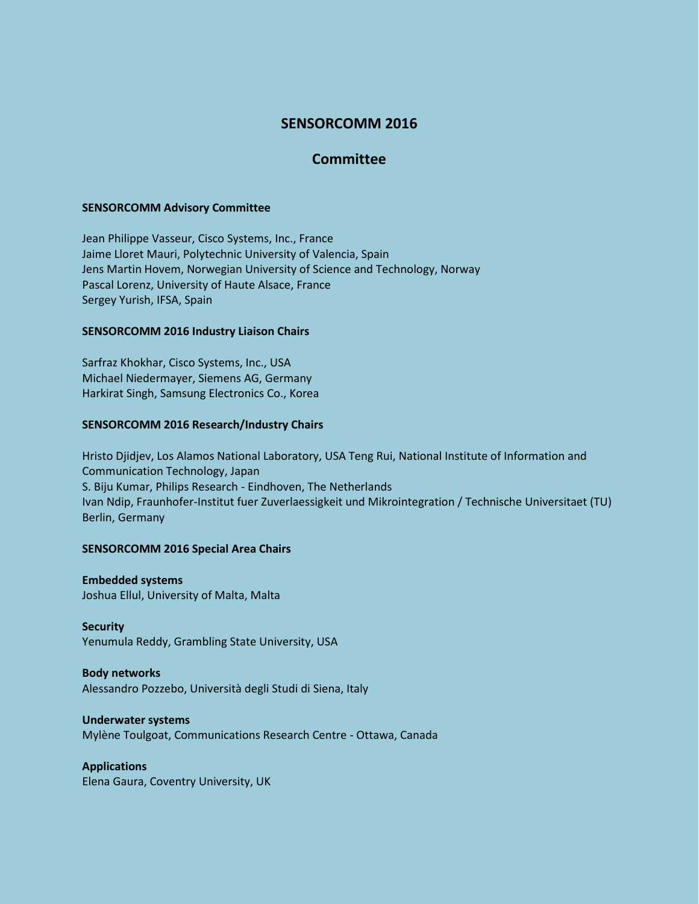# SENSORCOMM 2016

## Committee

**SENSORCOMM Advisory Committee**

Jean Philippe Vasseur, Cisco Systems, Inc., France
Jaime Lloret Mauri, Polytechnic University of Valencia, Spain
Jens Martin Hovem, Norwegian University of Science and Technology, Norway
Pascal Lorenz, University of Haute Alsace, France
Sergey Yurish, IFSA, Spain

**SENSORCOMM 2016 Industry Liaison Chairs**

Sarfraz Khokhar, Cisco Systems, Inc., USA
Michael Niedermayer, Siemens AG, Germany
Harkirat Singh, Samsung Electronics Co., Korea

**SENSORCOMM 2016 Research/Industry Chairs**

Hristo Djidjev, Los Alamos National Laboratory, USA Teng Rui, National Institute of Information and Communication Technology, Japan
S. Biju Kumar, Philips Research - Eindhoven, The Netherlands
Ivan Ndip, Fraunhofer-Institut fuer Zuverlaessigkeit und Mikrointegration / Technische Universitaet (TU) Berlin, Germany

**SENSORCOMM 2016 Special Area Chairs**

**Embedded systems**
Joshua Ellul, University of Malta, Malta

**Security**
Yenumula Reddy, Grambling State University, USA

**Body networks**
Alessandro Pozzebo, Università degli Studi di Siena, Italy

**Underwater systems**
Mylène Toulgoat, Communications Research Centre - Ottawa, Canada

**Applications**
Elena Gaura, Coventry University, UK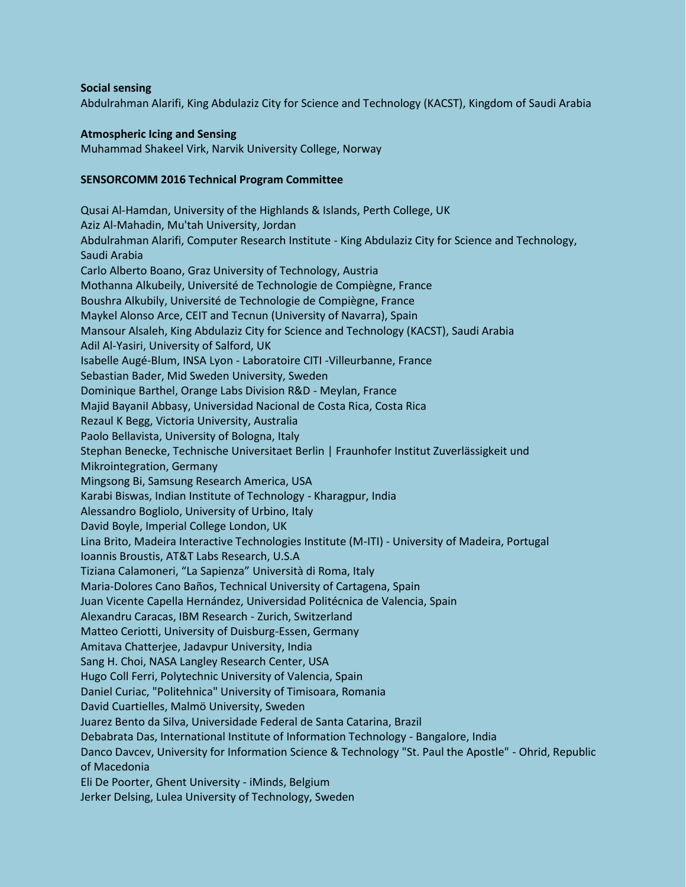**Social sensing**
Abdulrahman Alarifi, King Abdulaziz City for Science and Technology (KACST), Kingdom of Saudi Arabia

**Atmospheric Icing and Sensing**
Muhammad Shakeel Virk, Narvik University College, Norway

**SENSORCOMM 2016 Technical Program Committee**

Qusai Al-Hamdan, University of the Highlands & Islands, Perth College, UK
Aziz Al-Mahadin, Mu'tah University, Jordan
Abdulrahman Alarifi, Computer Research Institute - King Abdulaziz City for Science and Technology, Saudi Arabia
Carlo Alberto Boano, Graz University of Technology, Austria
Mothanna Alkubeily, Université de Technologie de Compiègne, France
Boushra Alkubily, Université de Technologie de Compiègne, France
Maykel Alonso Arce, CEIT and Tecnun (University of Navarra), Spain
Mansour Alsaleh, King Abdulaziz City for Science and Technology (KACST), Saudi Arabia
Adil Al-Yasiri, University of Salford, UK
Isabelle Augé-Blum, INSA Lyon - Laboratoire CITI -Villeurbanne, France
Sebastian Bader, Mid Sweden University, Sweden
Dominique Barthel, Orange Labs Division R&D - Meylan, France
Majid Bayanil Abbasy, Universidad Nacional de Costa Rica, Costa Rica
Rezaul K Begg, Victoria University, Australia
Paolo Bellavista, University of Bologna, Italy
Stephan Benecke, Technische Universitaet Berlin | Fraunhofer Institut Zuverlässigkeit und Mikrointegration, Germany
Mingsong Bi, Samsung Research America, USA
Karabi Biswas, Indian Institute of Technology - Kharagpur, India
Alessandro Bogliolo, University of Urbino, Italy
David Boyle, Imperial College London, UK
Lina Brito, Madeira Interactive Technologies Institute (M-ITI) - University of Madeira, Portugal
Ioannis Broustis, AT&T Labs Research, U.S.A
Tiziana Calamoneri, "La Sapienza" Università di Roma, Italy
Maria-Dolores Cano Baños, Technical University of Cartagena, Spain
Juan Vicente Capella Hernández, Universidad Politécnica de Valencia, Spain
Alexandru Caracas, IBM Research - Zurich, Switzerland
Matteo Ceriotti, University of Duisburg-Essen, Germany
Amitava Chatterjee, Jadavpur University, India
Sang H. Choi, NASA Langley Research Center, USA
Hugo Coll Ferri, Polytechnic University of Valencia, Spain
Daniel Curiac, "Politehnica" University of Timisoara, Romania
David Cuartielles, Malmö University, Sweden
Juarez Bento da Silva, Universidade Federal de Santa Catarina, Brazil
Debabrata Das, International Institute of Information Technology - Bangalore, India
Danco Davcev, University for Information Science & Technology "St. Paul the Apostle" - Ohrid, Republic of Macedonia
Eli De Poorter, Ghent University - iMinds, Belgium
Jerker Delsing, Lulea University of Technology, Sweden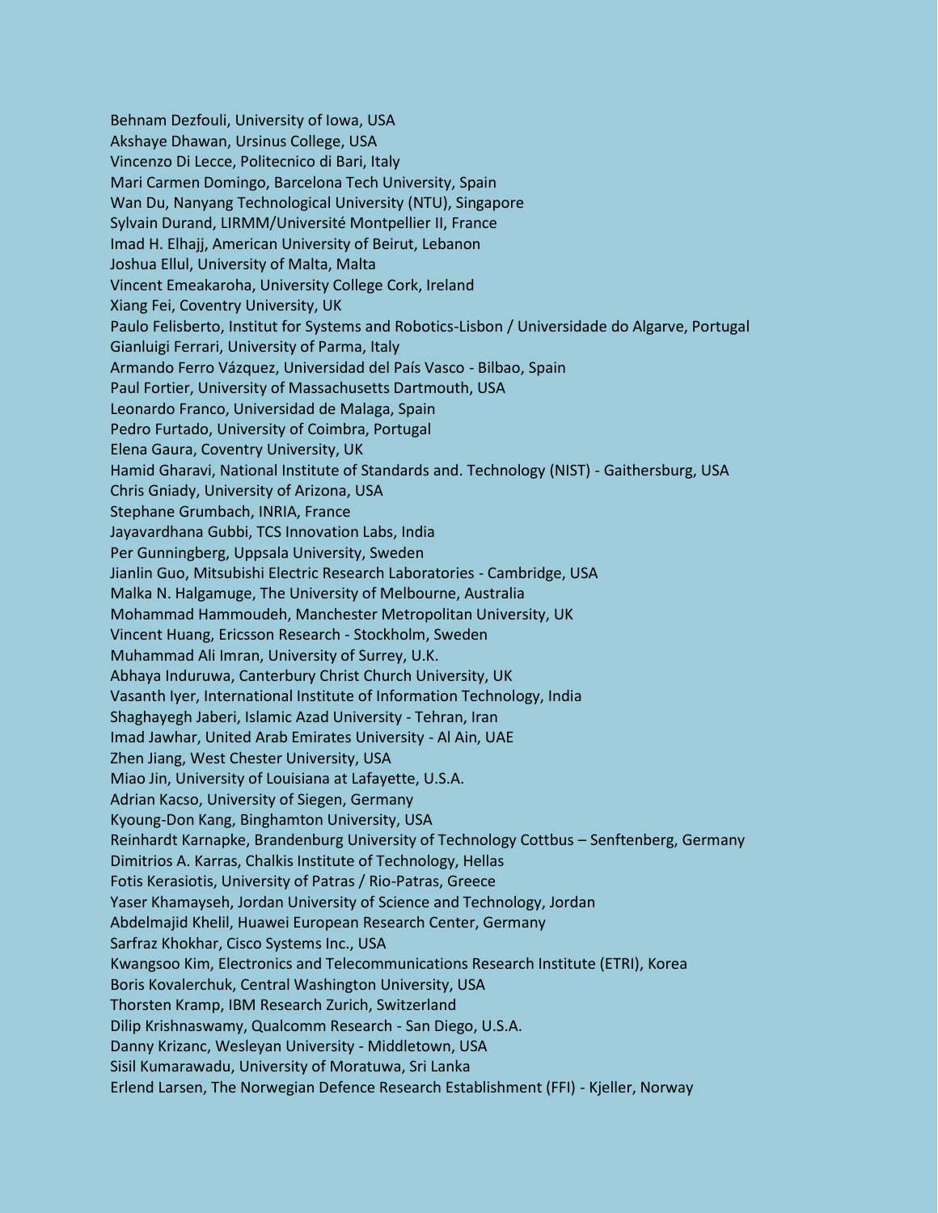Behnam Dezfouli, University of Iowa, USA
Akshaye Dhawan, Ursinus College, USA
Vincenzo Di Lecce, Politecnico di Bari, Italy
Mari Carmen Domingo, Barcelona Tech University, Spain
Wan Du, Nanyang Technological University (NTU), Singapore
Sylvain Durand, LIRMM/Université Montpellier II, France
Imad H. Elhajj, American University of Beirut, Lebanon
Joshua Ellul, University of Malta, Malta
Vincent Emeakaroha, University College Cork, Ireland
Xiang Fei, Coventry University, UK
Paulo Felisberto, Institut for Systems and Robotics-Lisbon / Universidade do Algarve, Portugal
Gianluigi Ferrari, University of Parma, Italy
Armando Ferro Vázquez, Universidad del País Vasco - Bilbao, Spain
Paul Fortier, University of Massachusetts Dartmouth, USA
Leonardo Franco, Universidad de Malaga, Spain
Pedro Furtado, University of Coimbra, Portugal
Elena Gaura, Coventry University, UK
Hamid Gharavi, National Institute of Standards and. Technology (NIST) - Gaithersburg, USA
Chris Gniady, University of Arizona, USA
Stephane Grumbach, INRIA, France
Jayavardhana Gubbi, TCS Innovation Labs, India
Per Gunningberg, Uppsala University, Sweden
Jianlin Guo, Mitsubishi Electric Research Laboratories - Cambridge, USA
Malka N. Halgamuge, The University of Melbourne, Australia
Mohammad Hammoudeh, Manchester Metropolitan University, UK
Vincent Huang, Ericsson Research - Stockholm, Sweden
Muhammad Ali Imran, University of Surrey, U.K.
Abhaya Induruwa, Canterbury Christ Church University, UK
Vasanth Iyer, International Institute of Information Technology, India
Shaghayegh Jaberi, Islamic Azad University - Tehran, Iran
Imad Jawhar, United Arab Emirates University - Al Ain, UAE
Zhen Jiang, West Chester University, USA
Miao Jin, University of Louisiana at Lafayette, U.S.A.
Adrian Kacso, University of Siegen, Germany
Kyoung-Don Kang, Binghamton University, USA
Reinhardt Karnapke, Brandenburg University of Technology Cottbus – Senftenberg, Germany
Dimitrios A. Karras, Chalkis Institute of Technology, Hellas
Fotis Kerasiotis, University of Patras / Rio-Patras, Greece
Yaser Khamayseh, Jordan University of Science and Technology, Jordan
Abdelmajid Khelil, Huawei European Research Center, Germany
Sarfraz Khokhar, Cisco Systems Inc., USA
Kwangsoo Kim, Electronics and Telecommunications Research Institute (ETRI), Korea
Boris Kovalerchuk, Central Washington University, USA
Thorsten Kramp, IBM Research Zurich, Switzerland
Dilip Krishnaswamy, Qualcomm Research - San Diego, U.S.A.
Danny Krizanc, Wesleyan University - Middletown, USA
Sisil Kumarawadu, University of Moratuwa, Sri Lanka
Erlend Larsen, The Norwegian Defence Research Establishment (FFI) - Kjeller, Norway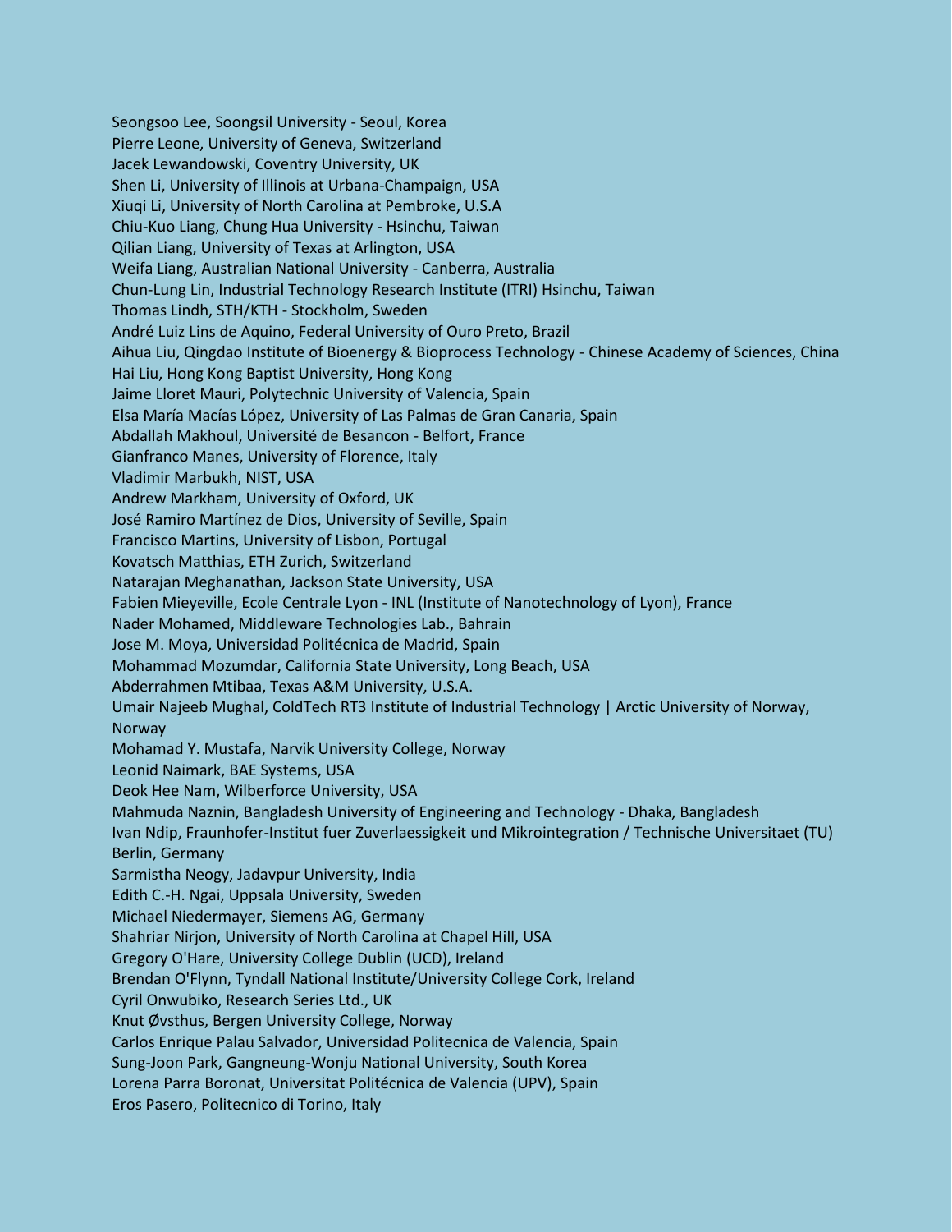Seongsoo Lee, Soongsil University - Seoul, Korea
Pierre Leone, University of Geneva, Switzerland
Jacek Lewandowski, Coventry University, UK
Shen Li, University of Illinois at Urbana-Champaign, USA
Xiuqi Li, University of North Carolina at Pembroke, U.S.A
Chiu-Kuo Liang, Chung Hua University - Hsinchu, Taiwan
Qilian Liang, University of Texas at Arlington, USA
Weifa Liang, Australian National University - Canberra, Australia
Chun-Lung Lin, Industrial Technology Research Institute (ITRI) Hsinchu, Taiwan
Thomas Lindh, STH/KTH - Stockholm, Sweden
André Luiz Lins de Aquino, Federal University of Ouro Preto, Brazil
Aihua Liu, Qingdao Institute of Bioenergy & Bioprocess Technology - Chinese Academy of Sciences, China
Hai Liu, Hong Kong Baptist University, Hong Kong
Jaime Lloret Mauri, Polytechnic University of Valencia, Spain
Elsa María Macías López, University of Las Palmas de Gran Canaria, Spain
Abdallah Makhoul, Université de Besancon - Belfort, France
Gianfranco Manes, University of Florence, Italy
Vladimir Marbukh, NIST, USA
Andrew Markham, University of Oxford, UK
José Ramiro Martínez de Dios, University of Seville, Spain
Francisco Martins, University of Lisbon, Portugal
Kovatsch Matthias, ETH Zurich, Switzerland
Natarajan Meghanathan, Jackson State University, USA
Fabien Mieyeville, Ecole Centrale Lyon - INL (Institute of Nanotechnology of Lyon), France
Nader Mohamed, Middleware Technologies Lab., Bahrain
Jose M. Moya, Universidad Politécnica de Madrid, Spain
Mohammad Mozumdar, California State University, Long Beach, USA
Abderrahmen Mtibaa, Texas A&M University, U.S.A.
Umair Najeeb Mughal, ColdTech RT3 Institute of Industrial Technology | Arctic University of Norway, Norway
Mohamad Y. Mustafa, Narvik University College, Norway
Leonid Naimark, BAE Systems, USA
Deok Hee Nam, Wilberforce University, USA
Mahmuda Naznin, Bangladesh University of Engineering and Technology - Dhaka, Bangladesh
Ivan Ndip, Fraunhofer-Institut fuer Zuverlaessigkeit und Mikrointegration / Technische Universitaet (TU) Berlin, Germany
Sarmistha Neogy, Jadavpur University, India
Edith C.-H. Ngai, Uppsala University, Sweden
Michael Niedermayer, Siemens AG, Germany
Shahriar Nirjon, University of North Carolina at Chapel Hill, USA
Gregory O'Hare, University College Dublin (UCD), Ireland
Brendan O'Flynn, Tyndall National Institute/University College Cork, Ireland
Cyril Onwubiko, Research Series Ltd., UK
Knut Øvsthus, Bergen University College, Norway
Carlos Enrique Palau Salvador, Universidad Politecnica de Valencia, Spain
Sung-Joon Park, Gangneung-Wonju National University, South Korea
Lorena Parra Boronat, Universitat Politécnica de Valencia (UPV), Spain
Eros Pasero, Politecnico di Torino, Italy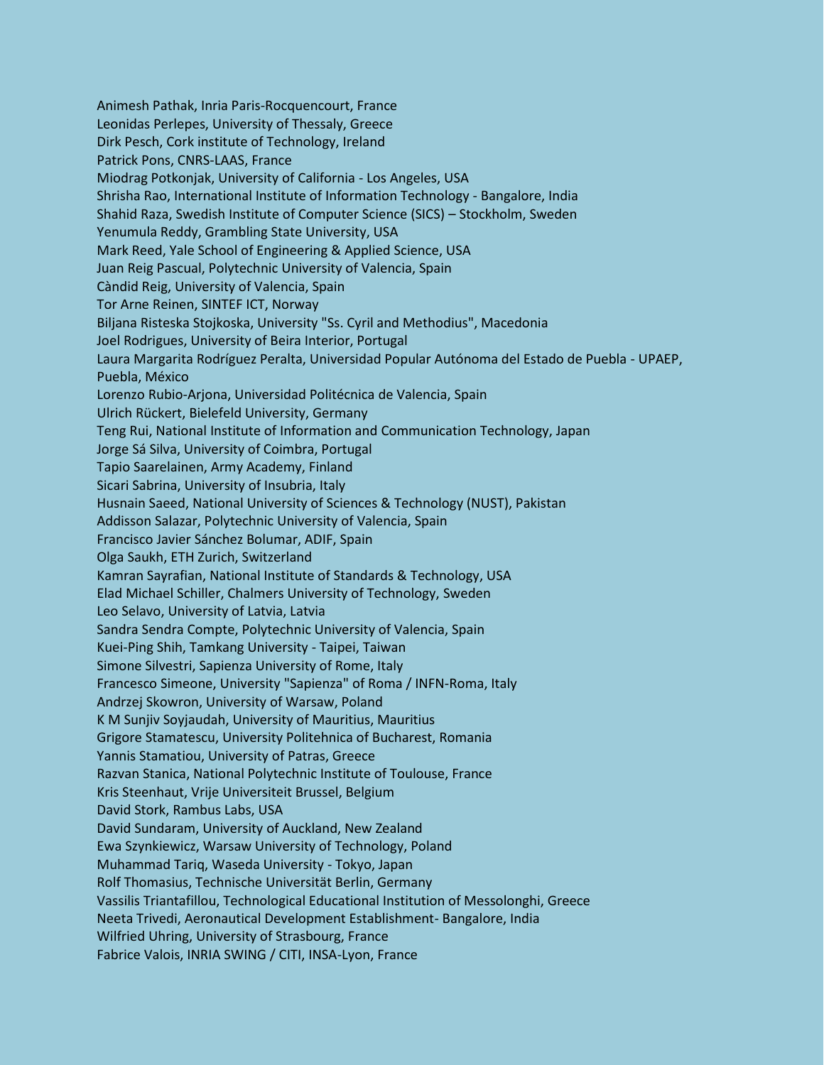Animesh Pathak, Inria Paris-Rocquencourt, France
Leonidas Perlepes, University of Thessaly, Greece
Dirk Pesch, Cork institute of Technology, Ireland
Patrick Pons, CNRS-LAAS, France
Miodrag Potkonjak, University of California - Los Angeles, USA
Shrisha Rao, International Institute of Information Technology - Bangalore, India
Shahid Raza, Swedish Institute of Computer Science (SICS) – Stockholm, Sweden
Yenumula Reddy, Grambling State University, USA
Mark Reed, Yale School of Engineering & Applied Science, USA
Juan Reig Pascual, Polytechnic University of Valencia, Spain
Càndid Reig, University of Valencia, Spain
Tor Arne Reinen, SINTEF ICT, Norway
Biljana Risteska Stojkoska, University "Ss. Cyril and Methodius", Macedonia
Joel Rodrigues, University of Beira Interior, Portugal
Laura Margarita Rodríguez Peralta, Universidad Popular Autónoma del Estado de Puebla - UPAEP, Puebla, México
Lorenzo Rubio-Arjona, Universidad Politécnica de Valencia, Spain
Ulrich Rückert, Bielefeld University, Germany
Teng Rui, National Institute of Information and Communication Technology, Japan
Jorge Sá Silva, University of Coimbra, Portugal
Tapio Saarelainen, Army Academy, Finland
Sicari Sabrina, University of Insubria, Italy
Husnain Saeed, National University of Sciences & Technology (NUST), Pakistan
Addisson Salazar, Polytechnic University of Valencia, Spain
Francisco Javier Sánchez Bolumar, ADIF, Spain
Olga Saukh, ETH Zurich, Switzerland
Kamran Sayrafian, National Institute of Standards & Technology, USA
Elad Michael Schiller, Chalmers University of Technology, Sweden
Leo Selavo, University of Latvia, Latvia
Sandra Sendra Compte, Polytechnic University of Valencia, Spain
Kuei-Ping Shih, Tamkang University - Taipei, Taiwan
Simone Silvestri, Sapienza University of Rome, Italy
Francesco Simeone, University "Sapienza" of Roma / INFN-Roma, Italy
Andrzej Skowron, University of Warsaw, Poland
K M Sunjiv Soyjaudah, University of Mauritius, Mauritius
Grigore Stamatescu, University Politehnica of Bucharest, Romania
Yannis Stamatiou, University of Patras, Greece
Razvan Stanica, National Polytechnic Institute of Toulouse, France
Kris Steenhaut, Vrije Universiteit Brussel, Belgium
David Stork, Rambus Labs, USA
David Sundaram, University of Auckland, New Zealand
Ewa Szynkiewicz, Warsaw University of Technology, Poland
Muhammad Tariq, Waseda University - Tokyo, Japan
Rolf Thomasius, Technische Universität Berlin, Germany
Vassilis Triantafillou, Technological Educational Institution of Messolonghi, Greece
Neeta Trivedi, Aeronautical Development Establishment- Bangalore, India
Wilfried Uhring, University of Strasbourg, France
Fabrice Valois, INRIA SWING / CITI, INSA-Lyon, France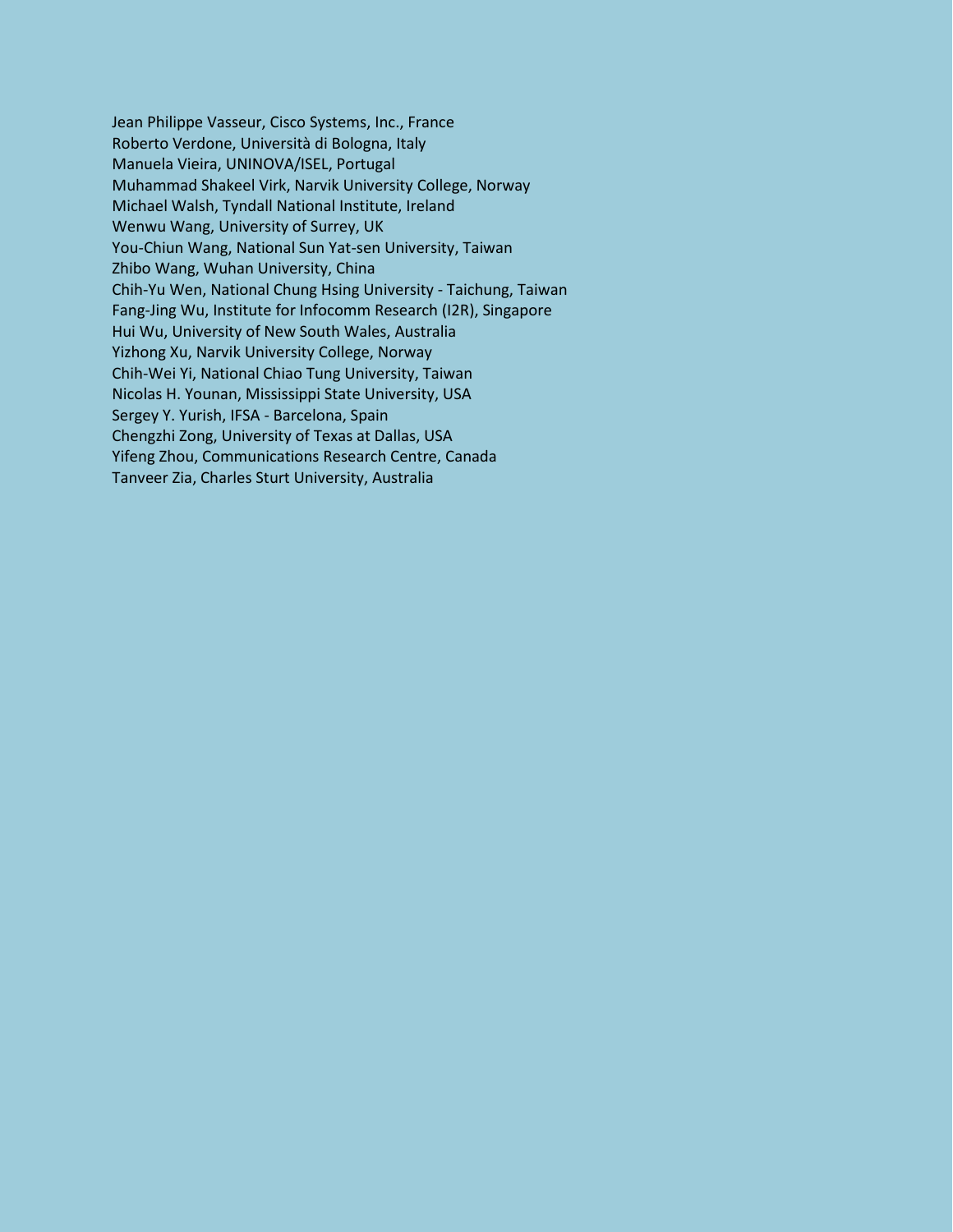Jean Philippe Vasseur, Cisco Systems, Inc., France
Roberto Verdone, Università di Bologna, Italy
Manuela Vieira, UNINOVA/ISEL, Portugal
Muhammad Shakeel Virk, Narvik University College, Norway
Michael Walsh, Tyndall National Institute, Ireland
Wenwu Wang, University of Surrey, UK
You-Chiun Wang, National Sun Yat-sen University, Taiwan
Zhibo Wang, Wuhan University, China
Chih-Yu Wen, National Chung Hsing University - Taichung, Taiwan
Fang-Jing Wu, Institute for Infocomm Research (I2R), Singapore
Hui Wu, University of New South Wales, Australia
Yizhong Xu, Narvik University College, Norway
Chih-Wei Yi, National Chiao Tung University, Taiwan
Nicolas H. Younan, Mississippi State University, USA
Sergey Y. Yurish, IFSA - Barcelona, Spain
Chengzhi Zong, University of Texas at Dallas, USA
Yifeng Zhou, Communications Research Centre, Canada
Tanveer Zia, Charles Sturt University, Australia